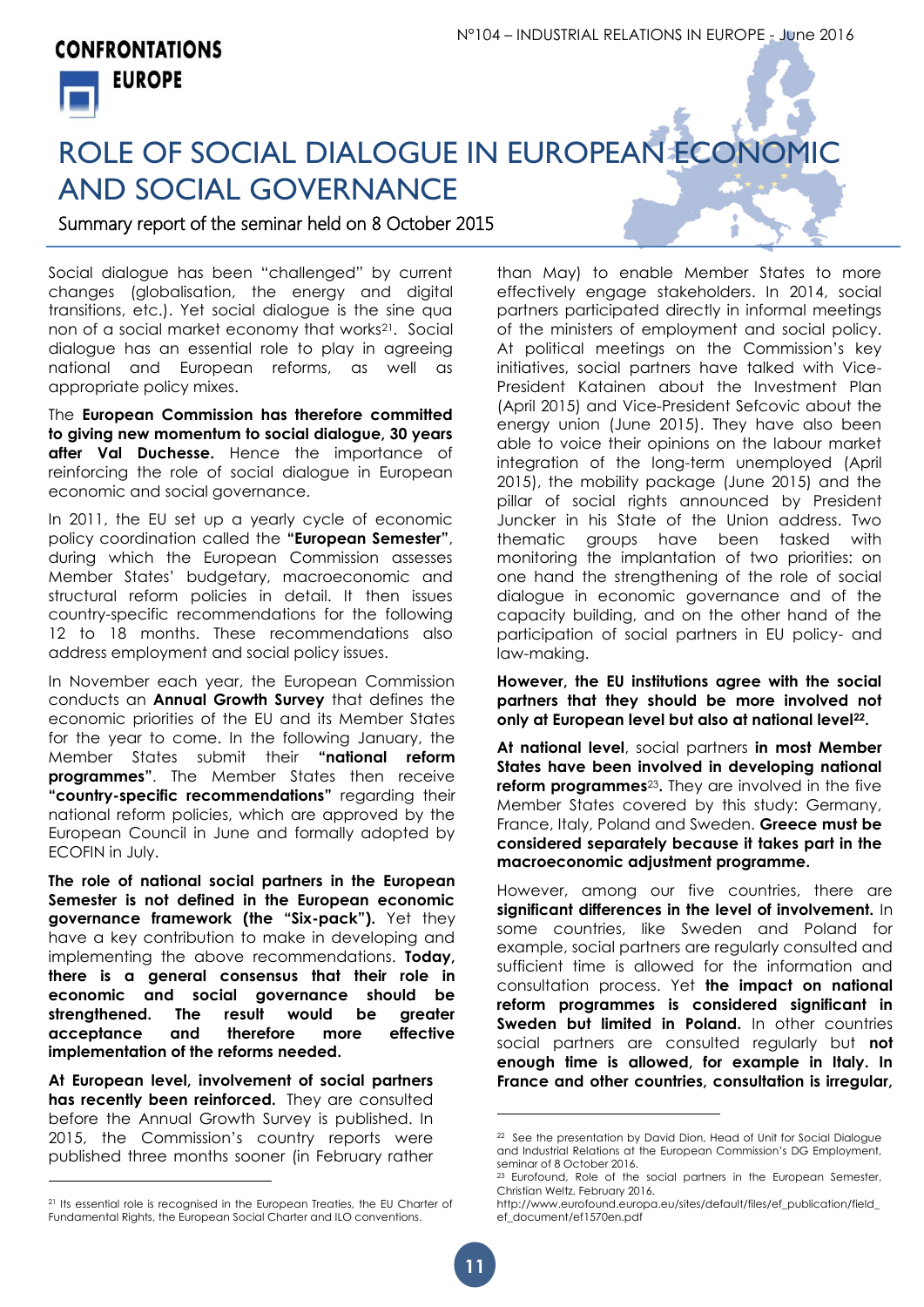# ROLE OF SOCIAL DIALOGUE IN EUROPEAN ECONOMIC AND SOCIAL GOVERNANCE

Summary report of the seminar held on 8 October 2015

Social dialogue has been "challenged" by current changes (globalisation, the energy and digital transitions, etc.). Yet social dialogue is the sine qua non of a social market economy that works[21]. Social dialogue has an essential role to play in agreeing national and European reforms, as well as appropriate policy mixes.

The **European Commission has therefore committed to giving new momentum to social dialogue, 30 years after Val Duchesse.** Hence the importance of reinforcing the role of social dialogue in European economic and social governance.

In 2011, the EU set up a yearly cycle of economic policy coordination called the **"European Semester"**, during which the European Commission assesses Member States' budgetary, macroeconomic and structural reform policies in detail. It then issues country-specific recommendations for the following 12 to 18 months. These recommendations also address employment and social policy issues.

In November each year, the European Commission conducts an **Annual Growth Survey** that defines the economic priorities of the EU and its Member States for the year to come. In the following January, the Member States submit their **"national reform programmes"**. The Member States then receive **"country-specific recommendations"** regarding their national reform policies, which are approved by the European Council in June and formally adopted by ECOFIN in July.

**The role of national social partners in the European Semester is not defined in the European economic governance framework (the "Six-pack").** Yet they have a key contribution to make in developing and implementing the above recommendations. **Today, there is a general consensus that their role in economic and social governance should be strengthened. The result would be greater acceptance and therefore more effective implementation of the reforms needed.**

**At European level, involvement of social partners has recently been reinforced.** They are consulted before the Annual Growth Survey is published. In 2015, the Commission's country reports were published three months sooner (in February rather than May) to enable Member States to more effectively engage stakeholders. In 2014, social partners participated directly in informal meetings of the ministers of employment and social policy. At political meetings on the Commission's key initiatives, social partners have talked with Vice-President Katainen about the Investment Plan (April 2015) and Vice-President Sefcovic about the energy union (June 2015). They have also been able to voice their opinions on the labour market integration of the long-term unemployed (April 2015), the mobility package (June 2015) and the pillar of social rights announced by President Juncker in his State of the Union address. Two thematic groups have been tasked with monitoring the implantation of two priorities: on one hand the strengthening of the role of social dialogue in economic governance and of the capacity building, and on the other hand of the participation of social partners in EU policy- and law-making.

**However, the EU institutions agree with the social partners that they should be more involved not only at European level but also at national level[22].**

**At national level**, social partners **in most Member States have been involved in developing national reform programmes**[23]**.** They are involved in the five Member States covered by this study: Germany, France, Italy, Poland and Sweden. **Greece must be considered separately because it takes part in the macroeconomic adjustment programme.**

However, among our five countries, there are **significant differences in the level of involvement.** In some countries, like Sweden and Poland for example, social partners are regularly consulted and sufficient time is allowed for the information and consultation process. Yet **the impact on national reform programmes is considered significant in Sweden but limited in Poland.** In other countries social partners are consulted regularly but **not enough time is allowed, for example in Italy. In France and other countries, consultation is irregular,**

---

[21] Its essential role is recognised in the European Treaties, the EU Charter of Fundamental Rights, the European Social Charter and ILO conventions.

[22] See the presentation by David Dion, Head of Unit for Social Dialogue and Industrial Relations at the European Commission's DG Employment, seminar of 8 October 2016.

[23] Eurofound, Role of the social partners in the European Semester, Christian Weltz, February 2016. http://www.eurofound.europa.eu/sites/default/files/ef_publication/field_ef_document/ef1570en.pdf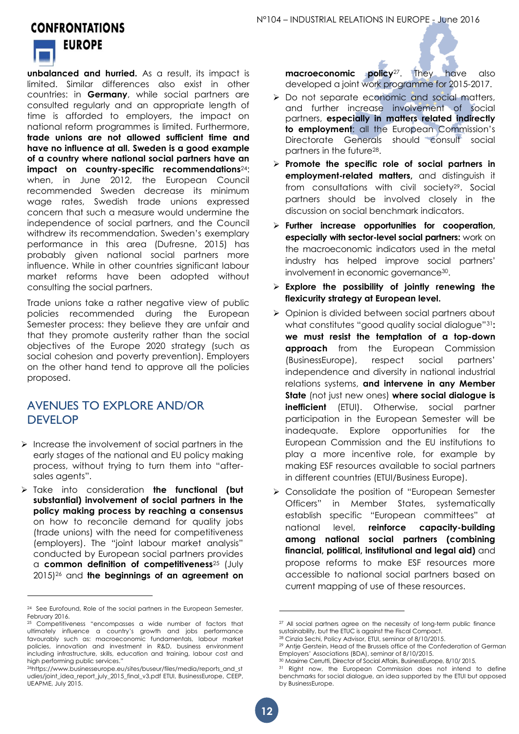**unbalanced and hurried.** As a result, its impact is limited. Similar differences also exist in other countries: in **Germany**, while social partners are consulted regularly and an appropriate length of time is afforded to employers, the impact on national reform programmes is limited. Furthermore, **trade unions are not allowed sufficient time and have no influence at all. Sweden is a good example of a country where national social partners have an impact on country-specific recommendations**[24]: when, in June 2012, the European Council recommended Sweden decrease its minimum wage rates, Swedish trade unions expressed concern that such a measure would undermine the independence of social partners, and the Council withdrew its recommendation. Sweden's exemplary performance in this area (Dufresne, 2015) has probably given national social partners more influence. While in other countries significant labour market reforms have been adopted without consulting the social partners.

Trade unions take a rather negative view of public policies recommended during the European Semester process: they believe they are unfair and that they promote austerity rather than the social objectives of the Europe 2020 strategy (such as social cohesion and poverty prevention). Employers on the other hand tend to approve all the policies proposed.

## AVENUES TO EXPLORE AND/OR DEVELOP

- Increase the involvement of social partners in the early stages of the national and EU policy making process, without trying to turn them into "after-sales agents".
- Take into consideration **the functional (but substantial) involvement of social partners in the policy making process by reaching a consensus** on how to reconcile demand for quality jobs (trade unions) with the need for competitiveness (employers). The "joint labour market analysis" conducted by European social partners provides a **common definition of competitiveness**[25] (July 2015)[26] and **the beginnings of an agreement on macroeconomic policy**[27]. They have also developed a joint work programme for 2015-2017.
- Do not separate economic and social matters, and further increase involvement of social partners, **especially in matters related indirectly to employment**: all the European Commission's Directorate Generals should consult social partners in the future[28].
- **Promote the specific role of social partners in employment-related matters,** and distinguish it from consultations with civil society[29]. Social partners should be involved closely in the discussion on social benchmark indicators.
- **Further increase opportunities for cooperation, especially with sector-level social partners:** work on the macroeconomic indicators used in the metal industry has helped improve social partners' involvement in economic governance[30].
- **Explore the possibility of jointly renewing the flexicurity strategy at European level.**
- Opinion is divided between social partners about what constitutes "good quality social dialogue"[31]**: we must resist the temptation of a top-down approach** from the European Commission (BusinessEurope), respect social partners' independence and diversity in national industrial relations systems, **and intervene in any Member State** (not just new ones) **where social dialogue is inefficient** (ETUI). Otherwise, social partner participation in the European Semester will be inadequate. Explore opportunities for the European Commission and the EU institutions to play a more incentive role, for example by making ESF resources available to social partners in different countries (ETUI/Business Europe).
- Consolidate the position of "European Semester Officers" in Member States, systematically establish specific "European committees" at national level, **reinforce capacity-building among national social partners (combining financial, political, institutional and legal aid)** and propose reforms to make ESF resources more accessible to national social partners based on current mapping of use of these resources.

---

[24] See Eurofound, Role of the social partners in the European Semester, February 2016.

[25] Competitiveness "encompasses a wide number of factors that ultimately influence a country's growth and jobs performance favourably such as: macroeconomic fundamentals, labour market policies, innovation and investment in R&D, business environment including infrastructure, skills, education and training, labour cost and high performing public services."

[26] https://www.businesseurope.eu/sites/buseur/files/media/reports_and_studies/joint_idea_report_july_2015_final_v3.pdf ETUI, BusinessEurope, CEEP, UEAPME, July 2015.

[27] All social partners agree on the necessity of long-term public finance sustainability, but the ETUC is against the Fiscal Compact.

[28] Cinzia Sechi, Policy Advisor, ETUI, seminar of 8/10/2015.

[29] Antje Gerstein, Head of the Brussels office of the Confederation of German Employers' Associations (BDA), seminar of 8/10/2015.

[30] Maxime Cerutti, Director of Social Affairs, BusinessEurope, 8/10/ 2015.

[31] Right now, the European Commission does not intend to define benchmarks for social dialogue, an idea supported by the ETUI but opposed by BusinessEurope.